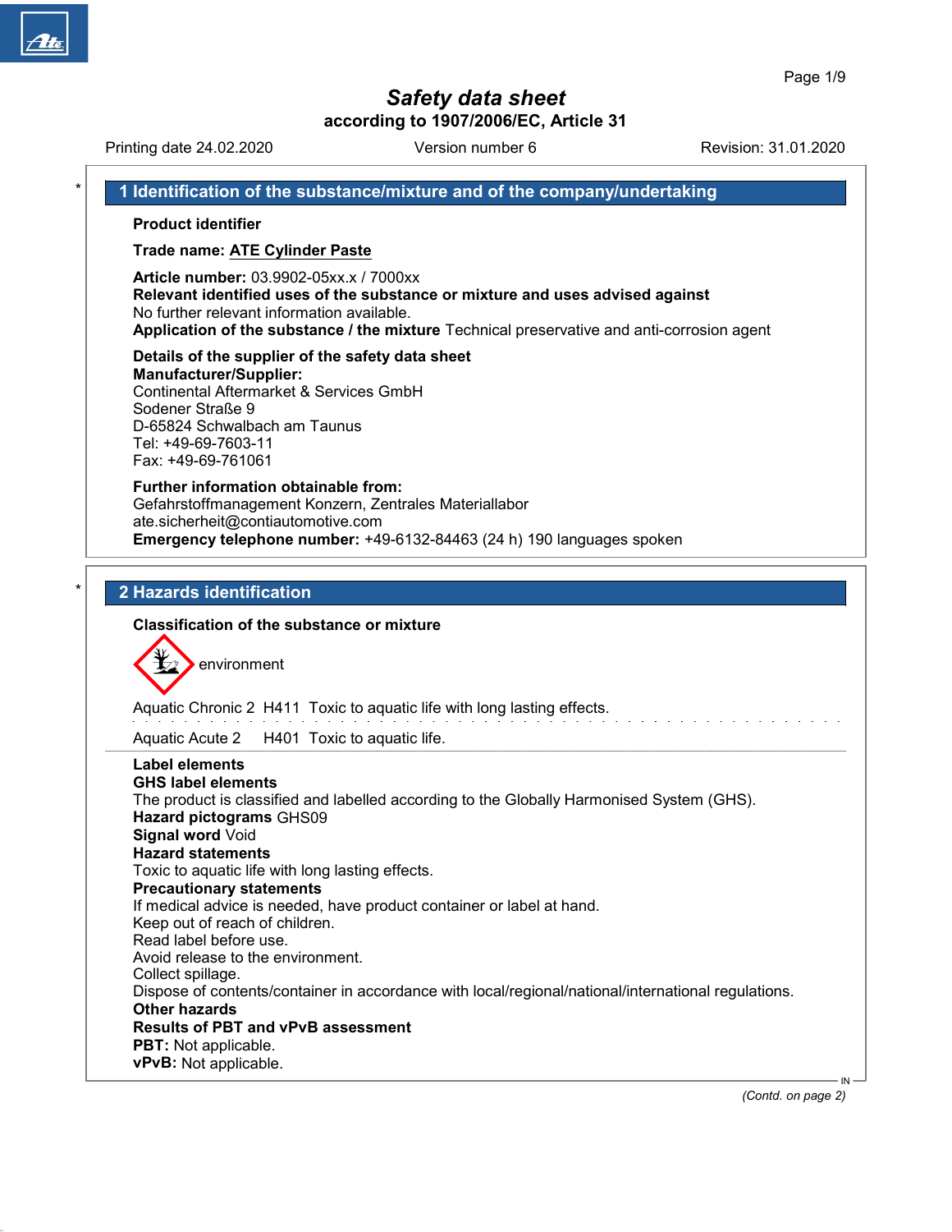# Safety data sheet

**according to 1907/2006/EC, Article 31**

Printing date 24.02.2020 | Version number 6 | Revision: 31.01.2020

## 1 Identification of the substance/mixture and of the company/undertaking

**Product identifier**

**Trade name: ATE Cylinder Paste**

**Article number:** 03.9902-05xx.x / 7000xx
**Relevant identified uses of the substance or mixture and uses advised against**
No further relevant information available.
**Application of the substance / the mixture** Technical preservative and anti-corrosion agent

**Details of the supplier of the safety data sheet**
**Manufacturer/Supplier:**
Continental Aftermarket & Services GmbH
Sodener Straße 9
D-65824 Schwalbach am Taunus
Tel: +49-69-7603-11
Fax: +49-69-761061

**Further information obtainable from:**
Gefahrstoffmanagement Konzern, Zentrales Materiallabor
ate.sicherheit@contiautomotive.com
**Emergency telephone number:** +49-6132-84463 (24 h) 190 languages spoken

## 2 Hazards identification

**Classification of the substance or mixture**

environment

Aquatic Chronic 2 H411 Toxic to aquatic life with long lasting effects.

Aquatic Acute 2 H401 Toxic to aquatic life.

**Label elements**
**GHS label elements**
The product is classified and labelled according to the Globally Harmonised System (GHS).
**Hazard pictograms** GHS09
**Signal word** Void
**Hazard statements**
Toxic to aquatic life with long lasting effects.
**Precautionary statements**
If medical advice is needed, have product container or label at hand.
Keep out of reach of children.
Read label before use.
Avoid release to the environment.
Collect spillage.
Dispose of contents/container in accordance with local/regional/national/international regulations.
**Other hazards**
**Results of PBT and vPvB assessment**
**PBT:** Not applicable.
**vPvB:** Not applicable.

*(Contd. on page 2)*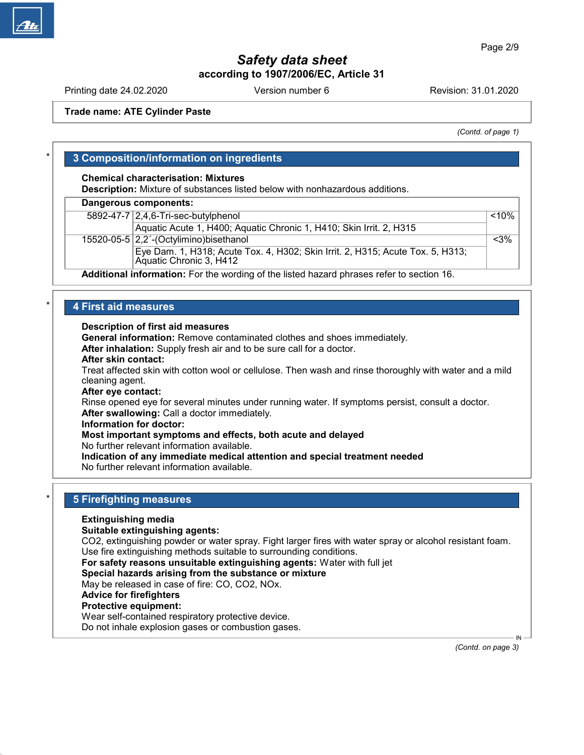Trade name: ATE Cylinder Paste

*(Contd. of page 1)*

## 3 Composition/information on ingredients

**Chemical characterisation: Mixtures**
**Description:** Mixture of substances listed below with nonhazardous additions.

| Dangerous components: | | |
|---|---|---|
| 5892-47-7 | 2,4,6-Tri-sec-butylphenol<br>Aquatic Acute 1, H400; Aquatic Chronic 1, H410; Skin Irrit. 2, H315 | <10% |
| 15520-05-5 | 2,2´-(Octylimino)bisethanol<br>Eye Dam. 1, H318; Acute Tox. 4, H302; Skin Irrit. 2, H315; Acute Tox. 5, H313; Aquatic Chronic 3, H412 | <3% |

**Additional information:** For the wording of the listed hazard phrases refer to section 16.

## 4 First aid measures

**Description of first aid measures**
**General information:** Remove contaminated clothes and shoes immediately.
**After inhalation:** Supply fresh air and to be sure call for a doctor.
**After skin contact:**
Treat affected skin with cotton wool or cellulose. Then wash and rinse thoroughly with water and a mild cleaning agent.
**After eye contact:**
Rinse opened eye for several minutes under running water. If symptoms persist, consult a doctor.
**After swallowing:** Call a doctor immediately.
**Information for doctor:**
**Most important symptoms and effects, both acute and delayed**
No further relevant information available.
**Indication of any immediate medical attention and special treatment needed**
No further relevant information available.

## 5 Firefighting measures

**Extinguishing media**
**Suitable extinguishing agents:**
$CO_2$, extinguishing powder or water spray. Fight larger fires with water spray or alcohol resistant foam.
Use fire extinguishing methods suitable to surrounding conditions.
**For safety reasons unsuitable extinguishing agents:** Water with full jet
**Special hazards arising from the substance or mixture**
May be released in case of fire: CO, $CO_2$, $NO_x$.
**Advice for firefighters**
**Protective equipment:**
Wear self-contained respiratory protective device.
Do not inhale explosion gases or combustion gases.

*(Contd. on page 3)*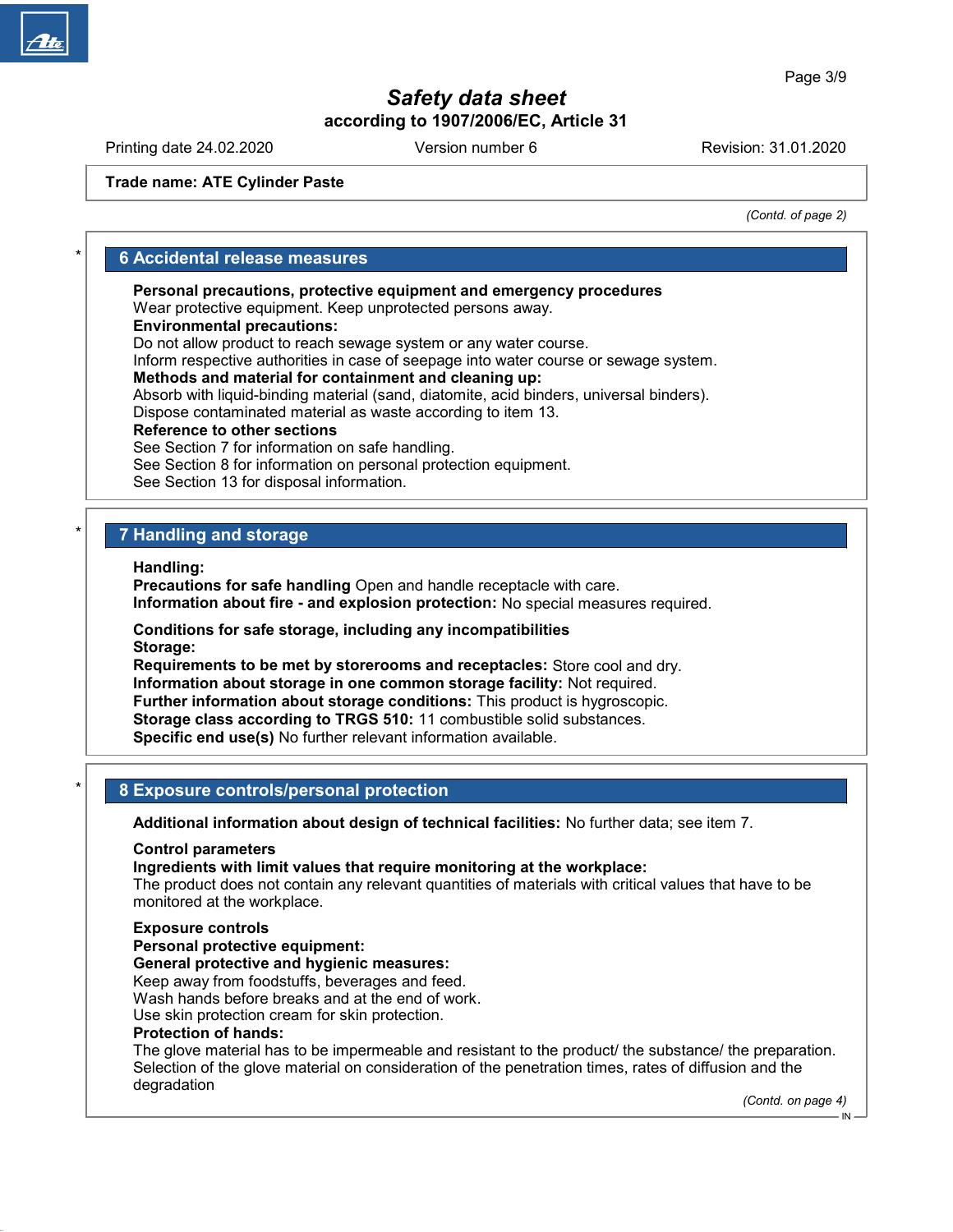Trade name: ATE Cylinder Paste

*(Contd. of page 2)*

## 6 Accidental release measures

**Personal precautions, protective equipment and emergency procedures**
Wear protective equipment. Keep unprotected persons away.
**Environmental precautions:**
Do not allow product to reach sewage system or any water course.
Inform respective authorities in case of seepage into water course or sewage system.
**Methods and material for containment and cleaning up:**
Absorb with liquid-binding material (sand, diatomite, acid binders, universal binders).
Dispose contaminated material as waste according to item 13.
**Reference to other sections**
See Section 7 for information on safe handling.
See Section 8 for information on personal protection equipment.
See Section 13 for disposal information.

## 7 Handling and storage

**Handling:**
**Precautions for safe handling** Open and handle receptacle with care.
**Information about fire - and explosion protection:** No special measures required.

**Conditions for safe storage, including any incompatibilities**
**Storage:**
**Requirements to be met by storerooms and receptacles:** Store cool and dry.
**Information about storage in one common storage facility:** Not required.
**Further information about storage conditions:** This product is hygroscopic.
**Storage class according to TRGS 510:** 11 combustible solid substances.
**Specific end use(s)** No further relevant information available.

## 8 Exposure controls/personal protection

**Additional information about design of technical facilities:** No further data; see item 7.

**Control parameters**
**Ingredients with limit values that require monitoring at the workplace:**
The product does not contain any relevant quantities of materials with critical values that have to be monitored at the workplace.

**Exposure controls**
**Personal protective equipment:**
**General protective and hygienic measures:**
Keep away from foodstuffs, beverages and feed.
Wash hands before breaks and at the end of work.
Use skin protection cream for skin protection.
**Protection of hands:**
The glove material has to be impermeable and resistant to the product/ the substance/ the preparation.
Selection of the glove material on consideration of the penetration times, rates of diffusion and the degradation

*(Contd. on page 4)*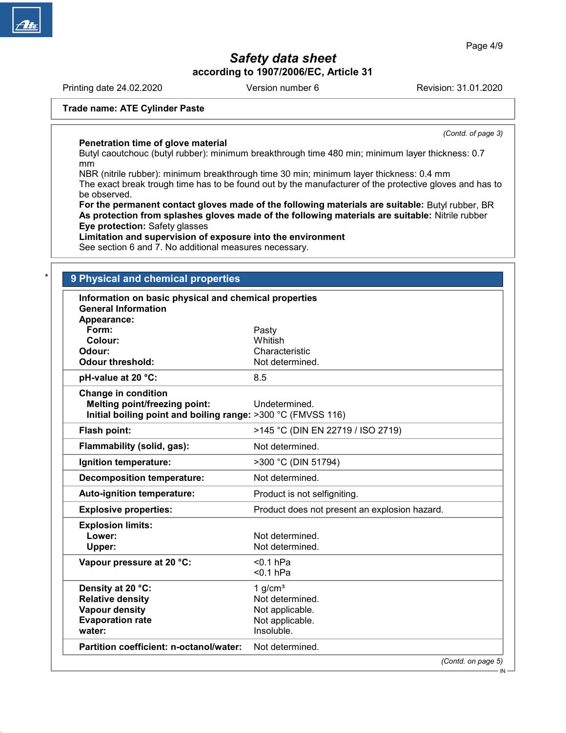**Trade name: ATE Cylinder Paste**

*(Contd. of page 3)*

**Penetration time of glove material**
Butyl caoutchouc (butyl rubber): minimum breakthrough time 480 min; minimum layer thickness: 0.7 mm
NBR (nitrile rubber): minimum breakthrough time 30 min; minimum layer thickness: 0.4 mm
The exact break trough time has to be found out by the manufacturer of the protective gloves and has to be observed.
**For the permanent contact gloves made of the following materials are suitable:** Butyl rubber, BR
**As protection from splashes gloves made of the following materials are suitable:** Nitrile rubber
**Eye protection:** Safety glasses
**Limitation and supervision of exposure into the environment**
See section 6 and 7. No additional measures necessary.

## 9 Physical and chemical properties

**Information on basic physical and chemical properties**
**General Information**

| Property | Value |
|---|---|
| **Appearance:** | |
| **Form:** | Pasty |
| **Colour:** | Whitish |
| **Odour:** | Characteristic |
| **Odour threshold:** | Not determined. |
| **pH-value at 20 °C:** | 8.5 |
| **Change in condition** | |
| **Melting point/freezing point:** | Undetermined. |
| **Initial boiling point and boiling range:** | >300 °C (FMVSS 116) |
| **Flash point:** | >145 °C (DIN EN 22719 / ISO 2719) |
| **Flammability (solid, gas):** | Not determined. |
| **Ignition temperature:** | >300 °C (DIN 51794) |
| **Decomposition temperature:** | Not determined. |
| **Auto-ignition temperature:** | Product is not selfigniting. |
| **Explosive properties:** | Product does not present an explosion hazard. |
| **Explosion limits:** | |
| **Lower:** | Not determined. |
| **Upper:** | Not determined. |
| **Vapour pressure at 20 °C:** | <0.1 hPa<br><0.1 hPa |
| **Density at 20 °C:** | 1 g/cm³ |
| **Relative density** | Not determined. |
| **Vapour density** | Not applicable. |
| **Evaporation rate** | Not applicable. |
| **water:** | Insoluble. |
| **Partition coefficient: n-octanol/water:** | Not determined. |

*(Contd. on page 5)*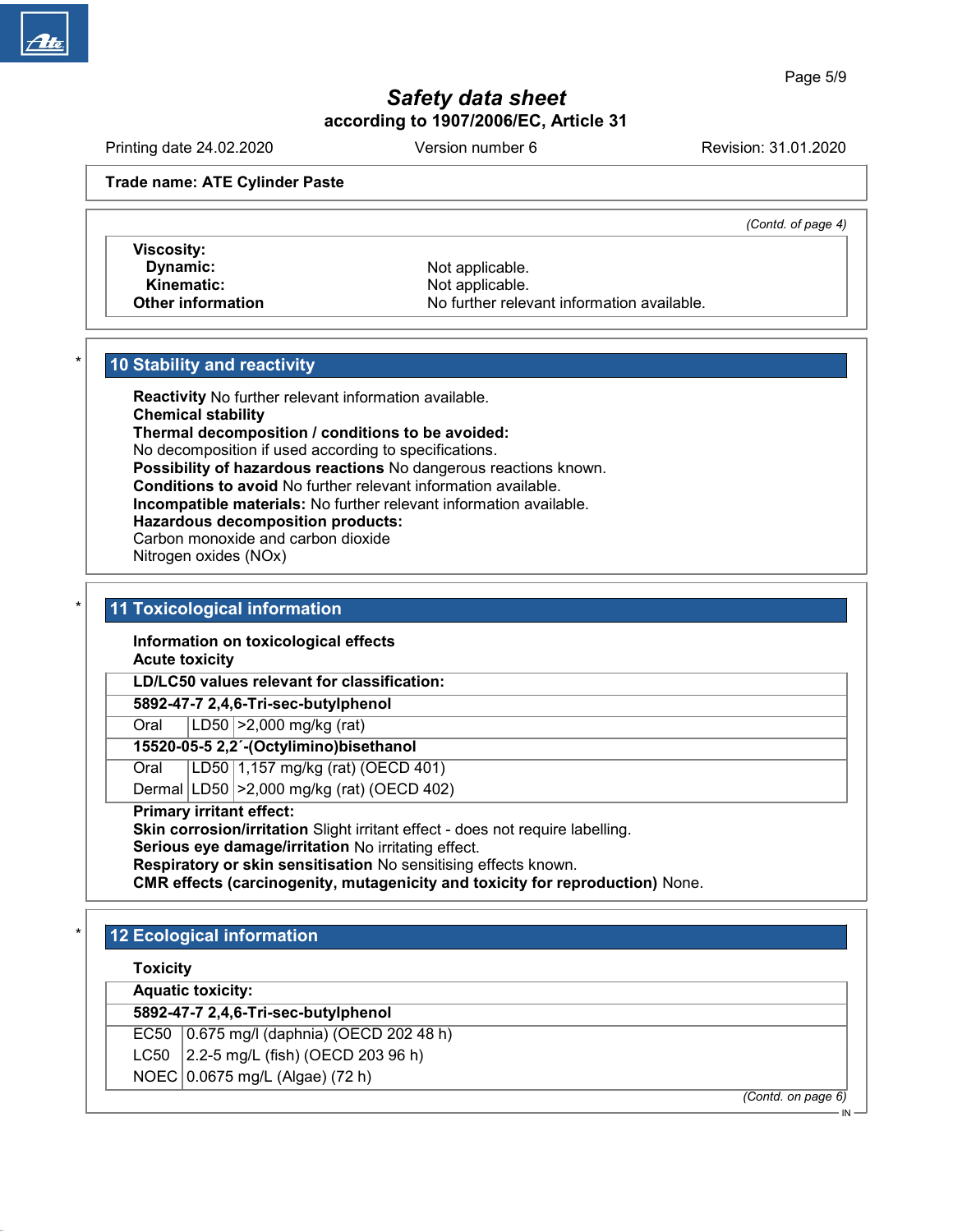# Safety data sheet

**according to 1907/2006/EC, Article 31**

Printing date 24.02.2020 Version number 6 Revision: 31.01.2020

**Trade name: ATE Cylinder Paste**

*(Contd. of page 4)*

| | |
|---|---|
| **Viscosity:** | |
| **Dynamic:** | Not applicable. |
| **Kinematic:** | Not applicable. |
| **Other information** | No further relevant information available. |

## 10 Stability and reactivity

**Reactivity** No further relevant information available.
**Chemical stability**
**Thermal decomposition / conditions to be avoided:**
No decomposition if used according to specifications.
**Possibility of hazardous reactions** No dangerous reactions known.
**Conditions to avoid** No further relevant information available.
**Incompatible materials:** No further relevant information available.
**Hazardous decomposition products:**
Carbon monoxide and carbon dioxide
Nitrogen oxides (NOx)

## 11 Toxicological information

**Information on toxicological effects**
**Acute toxicity**

| **LD/LC50 values relevant for classification:** | | |
|---|---|---|
| **5892-47-7 2,4,6-Tri-sec-butylphenol** | | |
| Oral | LD50 | >2,000 mg/kg (rat) |
| **15520-05-5 2,2´-(Octylimino)bisethanol** | | |
| Oral | LD50 | 1,157 mg/kg (rat) (OECD 401) |
| Dermal | LD50 | >2,000 mg/kg (rat) (OECD 402) |

**Primary irritant effect:**
**Skin corrosion/irritation** Slight irritant effect - does not require labelling.
**Serious eye damage/irritation** No irritating effect.
**Respiratory or skin sensitisation** No sensitising effects known.
**CMR effects (carcinogenity, mutagenicity and toxicity for reproduction)** None.

## 12 Ecological information

**Toxicity**

| **Aquatic toxicity:** | |
|---|---|
| **5892-47-7 2,4,6-Tri-sec-butylphenol** | |
| EC50 | 0.675 mg/l (daphnia) (OECD 202 48 h) |
| LC50 | 2.2-5 mg/L (fish) (OECD 203 96 h) |
| NOEC | 0.0675 mg/L (Algae) (72 h) |

*(Contd. on page 6)*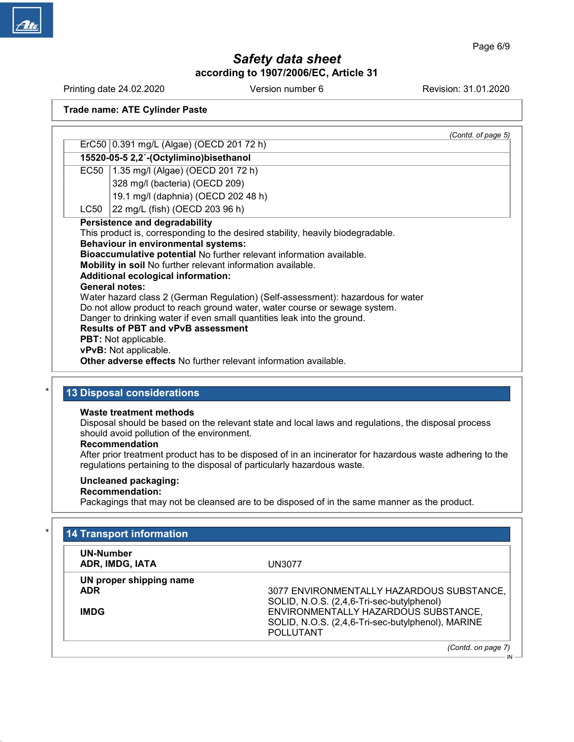# Safety data sheet
**according to 1907/2006/EC, Article 31**

Printing date 24.02.2020 | Version number 6 | Revision: 31.01.2020

**Trade name: ATE Cylinder Paste**

*(Contd. of page 5)*

| | |
|---|---|
| ErC50 | 0.391 mg/L (Algae) (OECD 201 72 h) |
| **15520-05-5 2,2´-(Octylimino)bisethanol** | |
| EC50 | 1.35 mg/l (Algae) (OECD 201 72 h) |
| | 328 mg/l (bacteria) (OECD 209) |
| | 19.1 mg/l (daphnia) (OECD 202 48 h) |
| LC50 | 22 mg/L (fish) (OECD 203 96 h) |

**Persistence and degradability**
This product is, corresponding to the desired stability, heavily biodegradable.
**Behaviour in environmental systems:**
**Bioaccumulative potential** No further relevant information available.
**Mobility in soil** No further relevant information available.
**Additional ecological information:**
**General notes:**
Water hazard class 2 (German Regulation) (Self-assessment): hazardous for water
Do not allow product to reach ground water, water course or sewage system.
Danger to drinking water if even small quantities leak into the ground.
**Results of PBT and vPvB assessment**
**PBT:** Not applicable.
**vPvB:** Not applicable.
**Other adverse effects** No further relevant information available.

## 13 Disposal considerations

**Waste treatment methods**
Disposal should be based on the relevant state and local laws and regulations, the disposal process should avoid pollution of the environment.
**Recommendation**
After prior treatment product has to be disposed of in an incinerator for hazardous waste adhering to the regulations pertaining to the disposal of particularly hazardous waste.

**Uncleaned packaging:**
**Recommendation:**
Packagings that may not be cleansed are to be disposed of in the same manner as the product.

## 14 Transport information

| | |
|---|---|
| **UN-Number** | |
| **ADR, IMDG, IATA** | UN3077 |
| **UN proper shipping name** | |
| **ADR** | 3077 ENVIRONMENTALLY HAZARDOUS SUBSTANCE, SOLID, N.O.S. (2,4,6-Tri-sec-butylphenol) |
| **IMDG** | ENVIRONMENTALLY HAZARDOUS SUBSTANCE, SOLID, N.O.S. (2,4,6-Tri-sec-butylphenol), MARINE POLLUTANT |

*(Contd. on page 7)*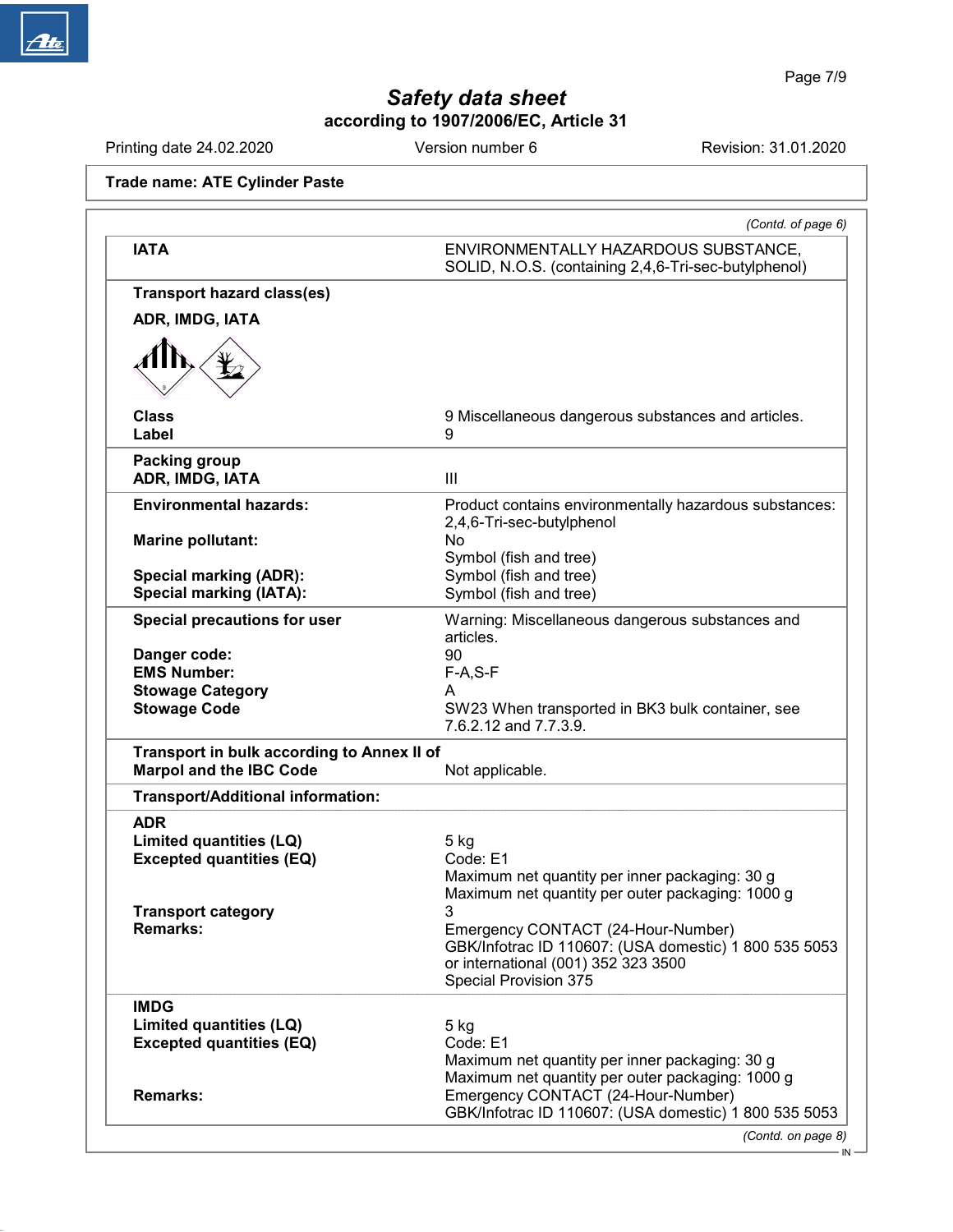## Safety data sheet
### according to 1907/2006/EC, Article 31

Printing date 24.02.2020 | Version number 6 | Revision: 31.01.2020

**Trade name: ATE Cylinder Paste**

*(Contd. of page 6)*

| | |
|---|---|
| **IATA** | ENVIRONMENTALLY HAZARDOUS SUBSTANCE, SOLID, N.O.S. (containing 2,4,6-Tri-sec-butylphenol) |

**Transport hazard class(es)**

**ADR, IMDG, IATA**

| | |
|---|---|
| **Class** | 9 Miscellaneous dangerous substances and articles. |
| **Label** | 9 |

| | |
|---|---|
| **Packing group** | |
| **ADR, IMDG, IATA** | III |

| | |
|---|---|
| **Environmental hazards:** | Product contains environmentally hazardous substances: 2,4,6-Tri-sec-butylphenol |
| **Marine pollutant:** | No<br>Symbol (fish and tree) |
| **Special marking (ADR):** | Symbol (fish and tree) |
| **Special marking (IATA):** | Symbol (fish and tree) |

| | |
|---|---|
| **Special precautions for user** | Warning: Miscellaneous dangerous substances and articles. |
| **Danger code:** | 90 |
| **EMS Number:** | F-A,S-F |
| **Stowage Category** | A |
| **Stowage Code** | SW23 When transported in BK3 bulk container, see 7.6.2.12 and 7.7.3.9. |

| | |
|---|---|
| **Transport in bulk according to Annex II of Marpol and the IBC Code** | Not applicable. |

**Transport/Additional information:**

| | |
|---|---|
| **ADR** | |
| **Limited quantities (LQ)** | 5 kg |
| **Excepted quantities (EQ)** | Code: E1<br>Maximum net quantity per inner packaging: 30 g<br>Maximum net quantity per outer packaging: 1000 g |
| **Transport category** | 3 |
| **Remarks:** | Emergency CONTACT (24-Hour-Number)<br>GBK/Infotrac ID 110607: (USA domestic) 1 800 535 5053 or international (001) 352 323 3500<br>Special Provision 375 |

| | |
|---|---|
| **IMDG** | |
| **Limited quantities (LQ)** | 5 kg |
| **Excepted quantities (EQ)** | Code: E1<br>Maximum net quantity per inner packaging: 30 g<br>Maximum net quantity per outer packaging: 1000 g |
| **Remarks:** | Emergency CONTACT (24-Hour-Number)<br>GBK/Infotrac ID 110607: (USA domestic) 1 800 535 5053 |

*(Contd. on page 8)*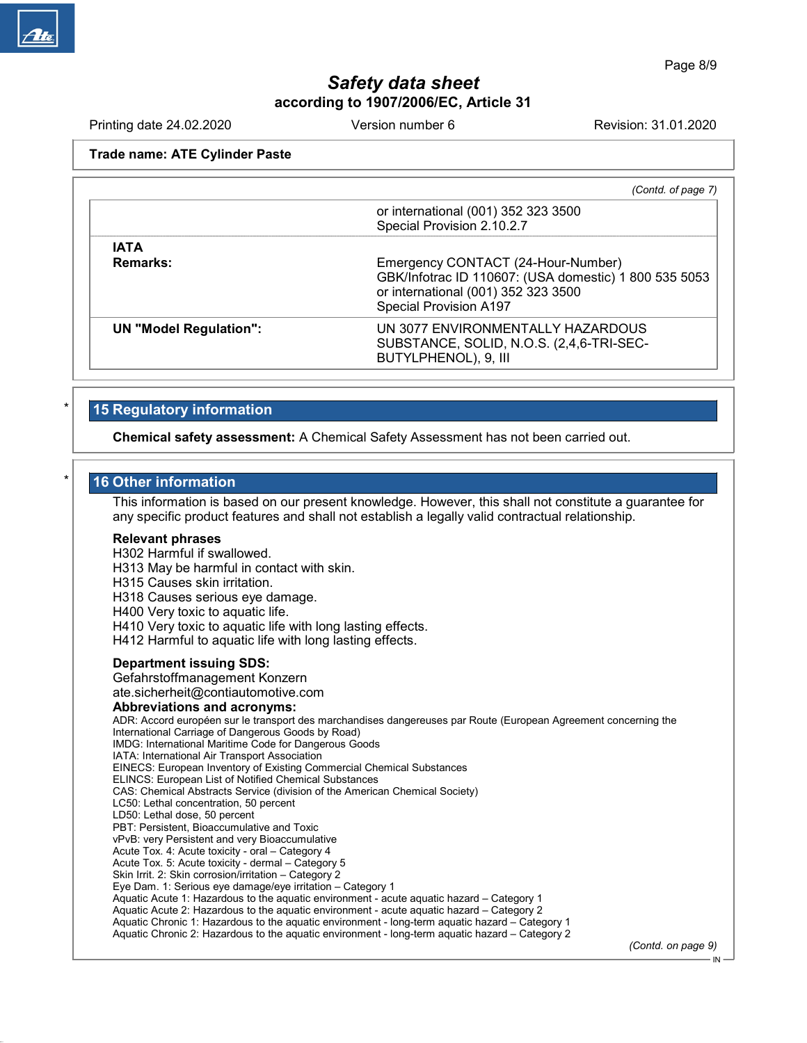*(Contd. of page 7)*

| | |
|---|---|
| | or international (001) 352 323 3500<br>Special Provision 2.10.2.7 |
| **IATA**<br>**Remarks:** | Emergency CONTACT (24-Hour-Number)<br>GBK/Infotrac ID 110607: (USA domestic) 1 800 535 5053<br>or international (001) 352 323 3500<br>Special Provision A197 |
| **UN "Model Regulation":** | UN 3077 ENVIRONMENTALLY HAZARDOUS SUBSTANCE, SOLID, N.O.S. (2,4,6-TRI-SEC-BUTYLPHENOL), 9, III |

## 15 Regulatory information

**Chemical safety assessment:** A Chemical Safety Assessment has not been carried out.

## 16 Other information

This information is based on our present knowledge. However, this shall not constitute a guarantee for any specific product features and shall not establish a legally valid contractual relationship.

**Relevant phrases**
H302 Harmful if swallowed.
H313 May be harmful in contact with skin.
H315 Causes skin irritation.
H318 Causes serious eye damage.
H400 Very toxic to aquatic life.
H410 Very toxic to aquatic life with long lasting effects.
H412 Harmful to aquatic life with long lasting effects.

**Department issuing SDS:**
Gefahrstoffmanagement Konzern
ate.sicherheit@contiautomotive.com

**Abbreviations and acronyms:**
ADR: Accord européen sur le transport des marchandises dangereuses par Route (European Agreement concerning the International Carriage of Dangerous Goods by Road)
IMDG: International Maritime Code for Dangerous Goods
IATA: International Air Transport Association
EINECS: European Inventory of Existing Commercial Chemical Substances
ELINCS: European List of Notified Chemical Substances
CAS: Chemical Abstracts Service (division of the American Chemical Society)
LC50: Lethal concentration, 50 percent
LD50: Lethal dose, 50 percent
PBT: Persistent, Bioaccumulative and Toxic
vPvB: very Persistent and very Bioaccumulative
Acute Tox. 4: Acute toxicity - oral – Category 4
Acute Tox. 5: Acute toxicity - dermal – Category 5
Skin Irrit. 2: Skin corrosion/irritation – Category 2
Eye Dam. 1: Serious eye damage/eye irritation – Category 1
Aquatic Acute 1: Hazardous to the aquatic environment - acute aquatic hazard – Category 1
Aquatic Acute 2: Hazardous to the aquatic environment - acute aquatic hazard – Category 2
Aquatic Chronic 1: Hazardous to the aquatic environment - long-term aquatic hazard – Category 1
Aquatic Chronic 2: Hazardous to the aquatic environment - long-term aquatic hazard – Category 2

*(Contd. on page 9)*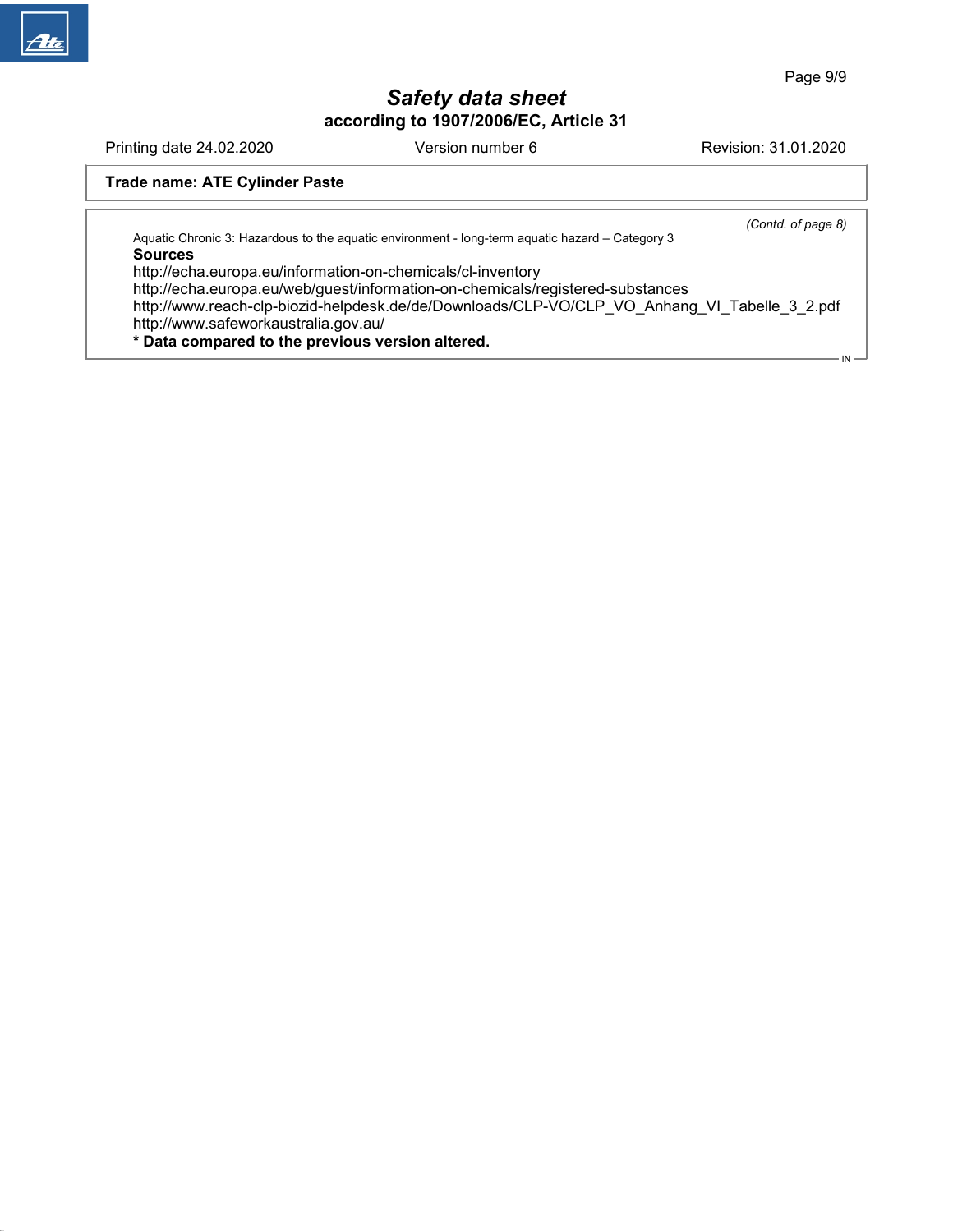*(Contd. of page 8)*

Aquatic Chronic 3: Hazardous to the aquatic environment - long-term aquatic hazard – Category 3

**Sources**

http://echa.europa.eu/information-on-chemicals/cl-inventory
http://echa.europa.eu/web/guest/information-on-chemicals/registered-substances
http://www.reach-clp-biozid-helpdesk.de/de/Downloads/CLP-VO/CLP_VO_Anhang_VI_Tabelle_3_2.pdf
http://www.safeworkaustralia.gov.au/

**\* Data compared to the previous version altered.**